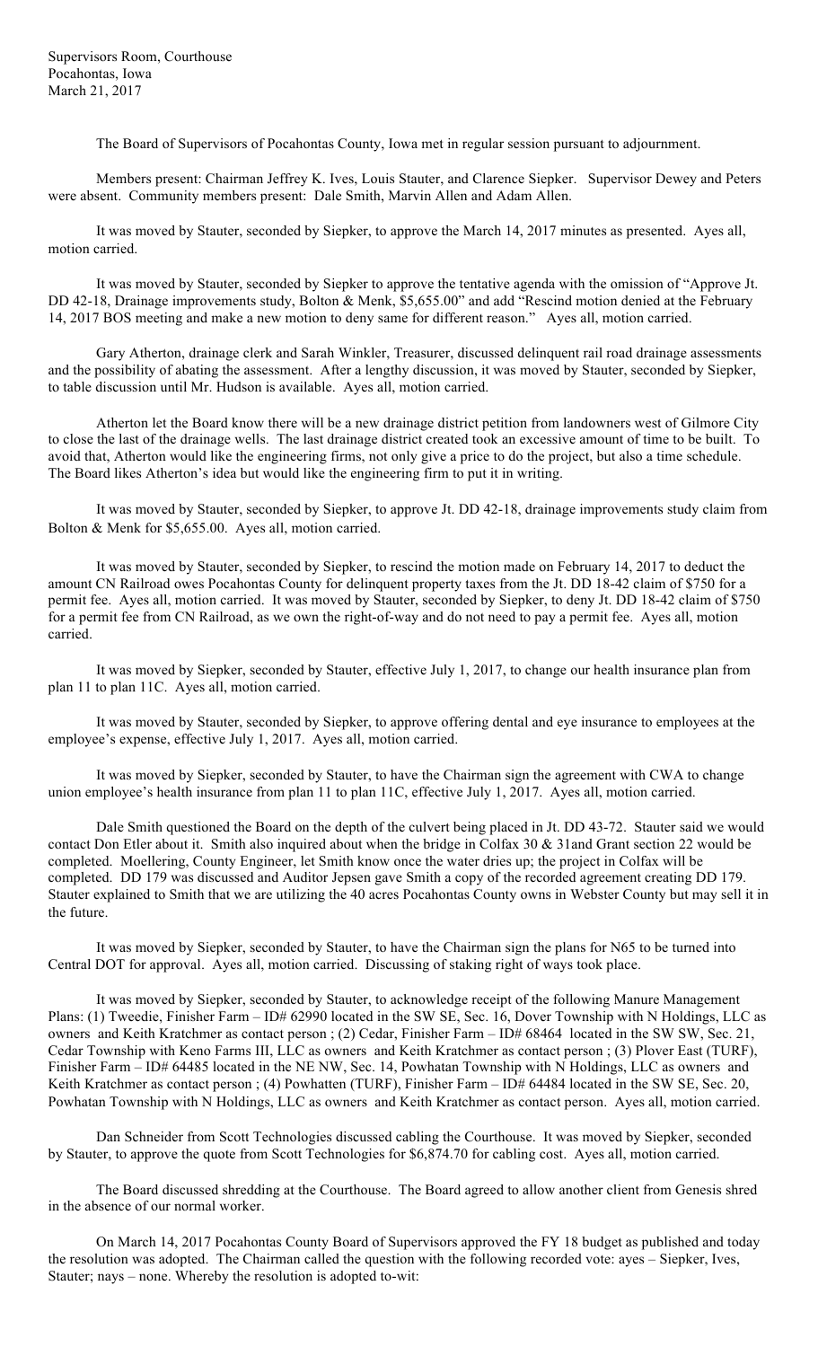Supervisors Room, Courthouse
Pocahontas, Iowa
March 21, 2017

The Board of Supervisors of Pocahontas County, Iowa met in regular session pursuant to adjournment.

Members present: Chairman Jeffrey K. Ives, Louis Stauter, and Clarence Siepker. Supervisor Dewey and Peters were absent. Community members present: Dale Smith, Marvin Allen and Adam Allen.

It was moved by Stauter, seconded by Siepker, to approve the March 14, 2017 minutes as presented. Ayes all, motion carried.

It was moved by Stauter, seconded by Siepker to approve the tentative agenda with the omission of "Approve Jt. DD 42-18, Drainage improvements study, Bolton & Menk, $5,655.00" and add "Rescind motion denied at the February 14, 2017 BOS meeting and make a new motion to deny same for different reason." Ayes all, motion carried.

Gary Atherton, drainage clerk and Sarah Winkler, Treasurer, discussed delinquent rail road drainage assessments and the possibility of abating the assessment. After a lengthy discussion, it was moved by Stauter, seconded by Siepker, to table discussion until Mr. Hudson is available. Ayes all, motion carried.

Atherton let the Board know there will be a new drainage district petition from landowners west of Gilmore City to close the last of the drainage wells. The last drainage district created took an excessive amount of time to be built. To avoid that, Atherton would like the engineering firms, not only give a price to do the project, but also a time schedule. The Board likes Atherton's idea but would like the engineering firm to put it in writing.

It was moved by Stauter, seconded by Siepker, to approve Jt. DD 42-18, drainage improvements study claim from Bolton & Menk for $5,655.00. Ayes all, motion carried.

It was moved by Stauter, seconded by Siepker, to rescind the motion made on February 14, 2017 to deduct the amount CN Railroad owes Pocahontas County for delinquent property taxes from the Jt. DD 18-42 claim of $750 for a permit fee. Ayes all, motion carried. It was moved by Stauter, seconded by Siepker, to deny Jt. DD 18-42 claim of $750 for a permit fee from CN Railroad, as we own the right-of-way and do not need to pay a permit fee. Ayes all, motion carried.

It was moved by Siepker, seconded by Stauter, effective July 1, 2017, to change our health insurance plan from plan 11 to plan 11C. Ayes all, motion carried.

It was moved by Stauter, seconded by Siepker, to approve offering dental and eye insurance to employees at the employee's expense, effective July 1, 2017. Ayes all, motion carried.

It was moved by Siepker, seconded by Stauter, to have the Chairman sign the agreement with CWA to change union employee's health insurance from plan 11 to plan 11C, effective July 1, 2017. Ayes all, motion carried.

Dale Smith questioned the Board on the depth of the culvert being placed in Jt. DD 43-72. Stauter said we would contact Don Etler about it. Smith also inquired about when the bridge in Colfax 30 & 31and Grant section 22 would be completed. Moellering, County Engineer, let Smith know once the water dries up; the project in Colfax will be completed. DD 179 was discussed and Auditor Jepsen gave Smith a copy of the recorded agreement creating DD 179. Stauter explained to Smith that we are utilizing the 40 acres Pocahontas County owns in Webster County but may sell it in the future.

It was moved by Siepker, seconded by Stauter, to have the Chairman sign the plans for N65 to be turned into Central DOT for approval. Ayes all, motion carried. Discussing of staking right of ways took place.

It was moved by Siepker, seconded by Stauter, to acknowledge receipt of the following Manure Management Plans: (1) Tweedie, Finisher Farm – ID# 62990 located in the SW SE, Sec. 16, Dover Township with N Holdings, LLC as owners and Keith Kratchmer as contact person ; (2) Cedar, Finisher Farm – ID# 68464 located in the SW SW, Sec. 21, Cedar Township with Keno Farms III, LLC as owners and Keith Kratchmer as contact person ; (3) Plover East (TURF), Finisher Farm – ID# 64485 located in the NE NW, Sec. 14, Powhatan Township with N Holdings, LLC as owners and Keith Kratchmer as contact person ; (4) Powhatten (TURF), Finisher Farm – ID# 64484 located in the SW SE, Sec. 20, Powhatan Township with N Holdings, LLC as owners and Keith Kratchmer as contact person. Ayes all, motion carried.

Dan Schneider from Scott Technologies discussed cabling the Courthouse. It was moved by Siepker, seconded by Stauter, to approve the quote from Scott Technologies for $6,874.70 for cabling cost. Ayes all, motion carried.

The Board discussed shredding at the Courthouse. The Board agreed to allow another client from Genesis shred in the absence of our normal worker.

On March 14, 2017 Pocahontas County Board of Supervisors approved the FY 18 budget as published and today the resolution was adopted. The Chairman called the question with the following recorded vote: ayes – Siepker, Ives, Stauter; nays – none. Whereby the resolution is adopted to-wit: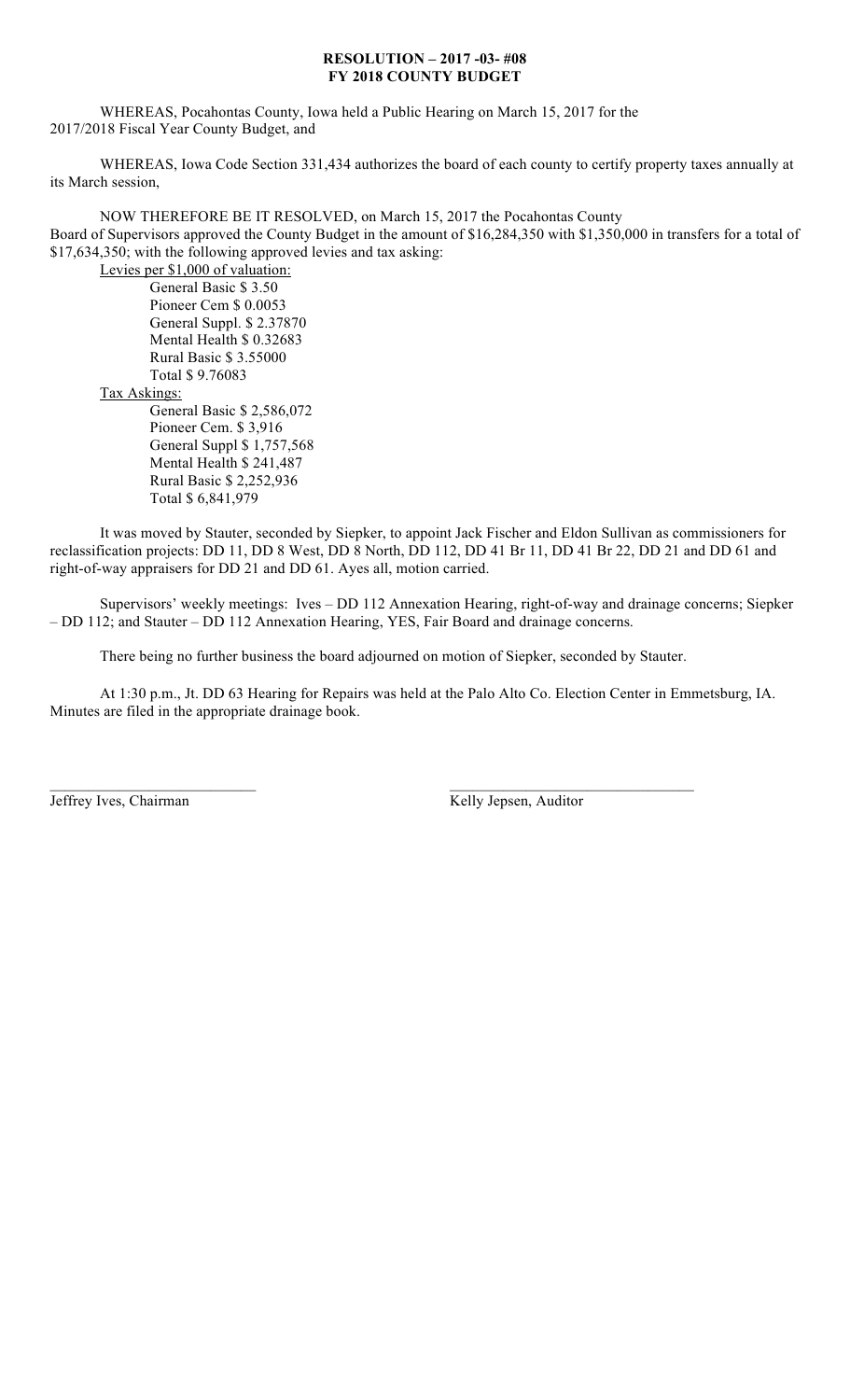**RESOLUTION – 2017 -03- #08**
**FY 2018 COUNTY BUDGET**

WHEREAS, Pocahontas County, Iowa held a Public Hearing on March 15, 2017 for the 2017/2018 Fiscal Year County Budget, and

WHEREAS, Iowa Code Section 331,434 authorizes the board of each county to certify property taxes annually at its March session,

NOW THEREFORE BE IT RESOLVED, on March 15, 2017 the Pocahontas County Board of Supervisors approved the County Budget in the amount of $16,284,350 with $1,350,000 in transfers for a total of $17,634,350; with the following approved levies and tax asking:

Levies per $1,000 of valuation:

General Basic $ 3.50
Pioneer Cem $ 0.0053
General Suppl. $ 2.37870
Mental Health $ 0.32683
Rural Basic $ 3.55000
Total $ 9.76083

Tax Askings:

General Basic $ 2,586,072
Pioneer Cem. $ 3,916
General Suppl $ 1,757,568
Mental Health $ 241,487
Rural Basic $ 2,252,936
Total $ 6,841,979

It was moved by Stauter, seconded by Siepker, to appoint Jack Fischer and Eldon Sullivan as commissioners for reclassification projects: DD 11, DD 8 West, DD 8 North, DD 112, DD 41 Br 11, DD 41 Br 22, DD 21 and DD 61 and right-of-way appraisers for DD 21 and DD 61. Ayes all, motion carried.

Supervisors' weekly meetings: Ives – DD 112 Annexation Hearing, right-of-way and drainage concerns; Siepker – DD 112; and Stauter – DD 112 Annexation Hearing, YES, Fair Board and drainage concerns.

There being no further business the board adjourned on motion of Siepker, seconded by Stauter.

At 1:30 p.m., Jt. DD 63 Hearing for Repairs was held at the Palo Alto Co. Election Center in Emmetsburg, IA. Minutes are filed in the appropriate drainage book.

\_\_\_\_\_\_\_\_\_\_\_\_\_\_\_\_\_\_\_\_\_\_\_\_\_\_\_\_
Jeffrey Ives, Chairman

\_\_\_\_\_\_\_\_\_\_\_\_\_\_\_\_\_\_\_\_\_\_\_\_\_\_\_\_
Kelly Jepsen, Auditor